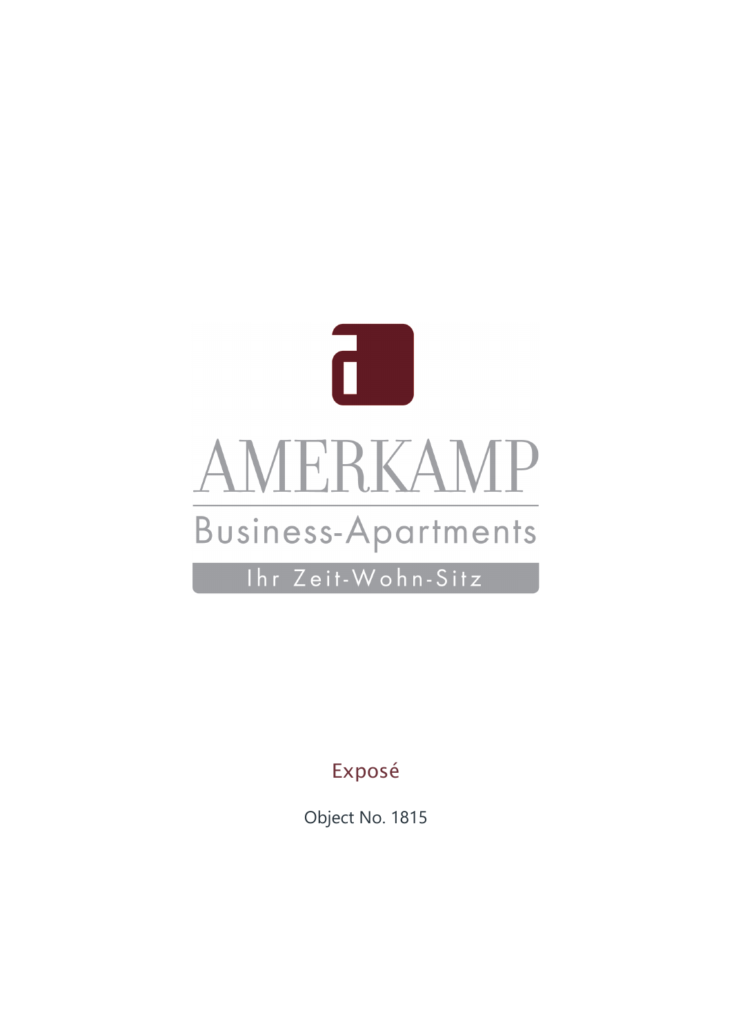# AMERKAMP

Business-Apartments

Ihr Zeit-Wohn-Sitz

Exposé

Object No. 1815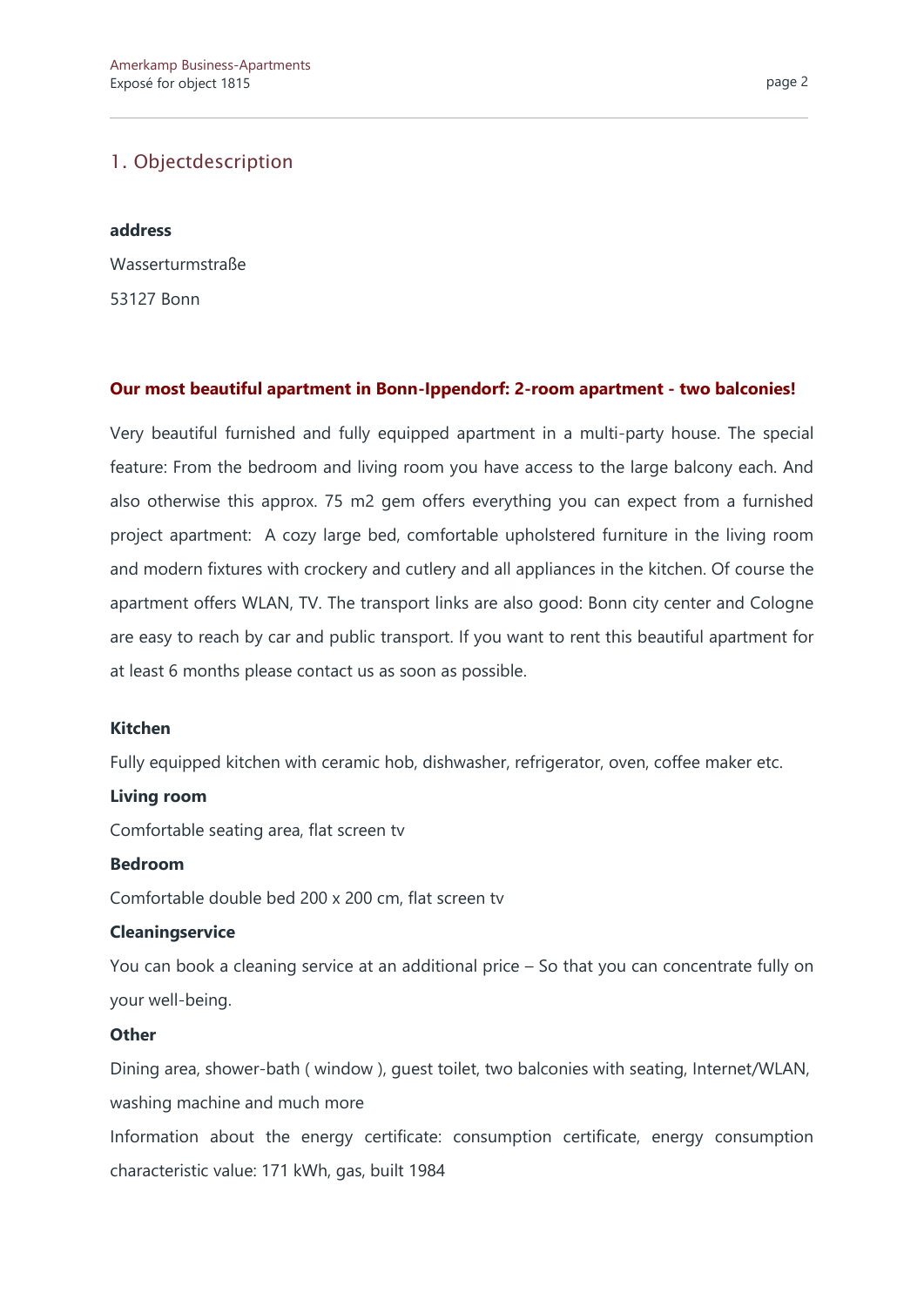## 1. Objectdescription

**address**

Wasserturmstraße

53127 Bonn

**Our most beautiful apartment in Bonn-Ippendorf: 2-room apartment - two balconies!**

Very beautiful furnished and fully equipped apartment in a multi-party house. The special feature: From the bedroom and living room you have access to the large balcony each. And also otherwise this approx. 75 m2 gem offers everything you can expect from a furnished project apartment: A cozy large bed, comfortable upholstered furniture in the living room and modern fixtures with crockery and cutlery and all appliances in the kitchen. Of course the apartment offers WLAN, TV. The transport links are also good: Bonn city center and Cologne are easy to reach by car and public transport. If you want to rent this beautiful apartment for at least 6 months please contact us as soon as possible.

**Kitchen**

Fully equipped kitchen with ceramic hob, dishwasher, refrigerator, oven, coffee maker etc.

**Living room**

Comfortable seating area, flat screen tv

**Bedroom**

Comfortable double bed 200 x 200 cm, flat screen tv

**Cleaningservice**

You can book a cleaning service at an additional price – So that you can concentrate fully on your well-being.

**Other**

Dining area, shower-bath ( window ), guest toilet, two balconies with seating, Internet/WLAN, washing machine and much more

Information about the energy certificate: consumption certificate, energy consumption characteristic value: 171 kWh, gas, built 1984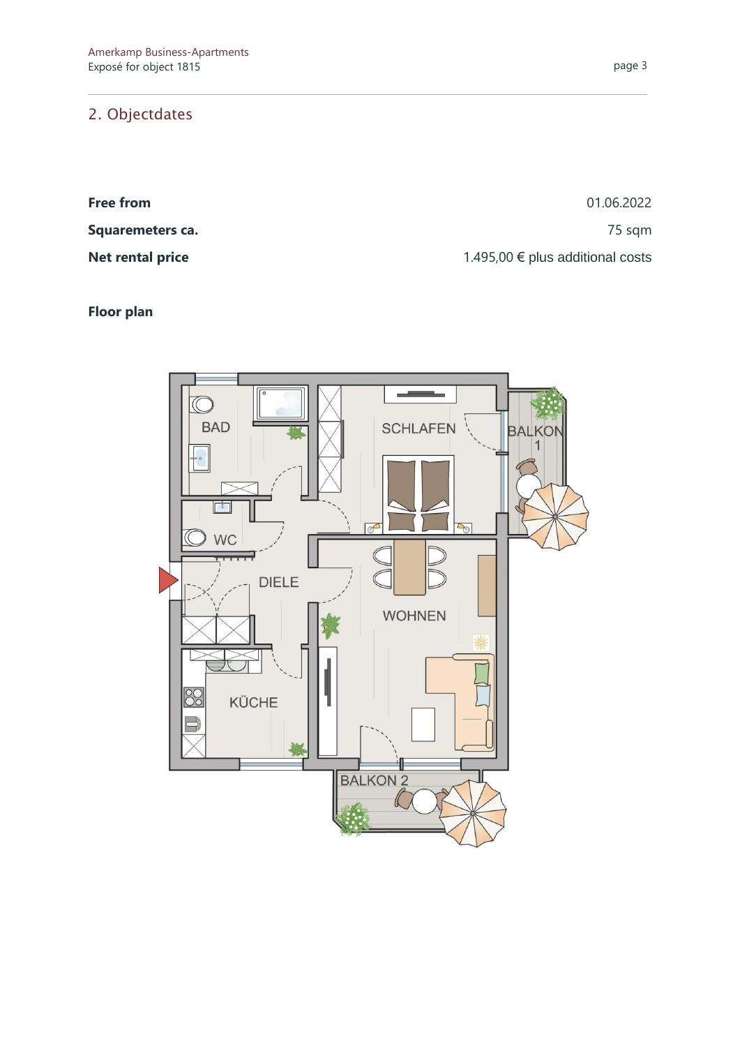## 2. Objectdates

| | |
|---|---|
| **Free from** | 01.06.2022 |
| **Squaremeters ca.** | 75 sqm |
| **Net rental price** | 1.495,00 € plus additional costs |

**Floor plan**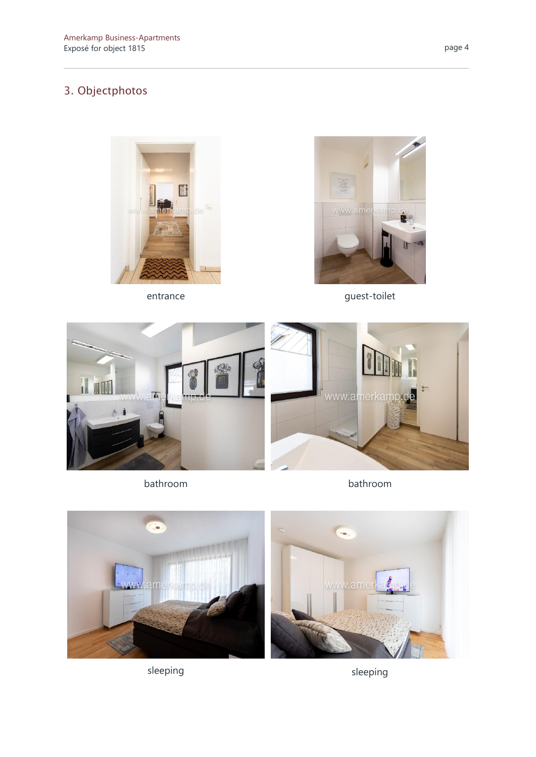## 3. Objectphotos

entrance

guest-toilet

bathroom

bathroom

sleeping

sleeping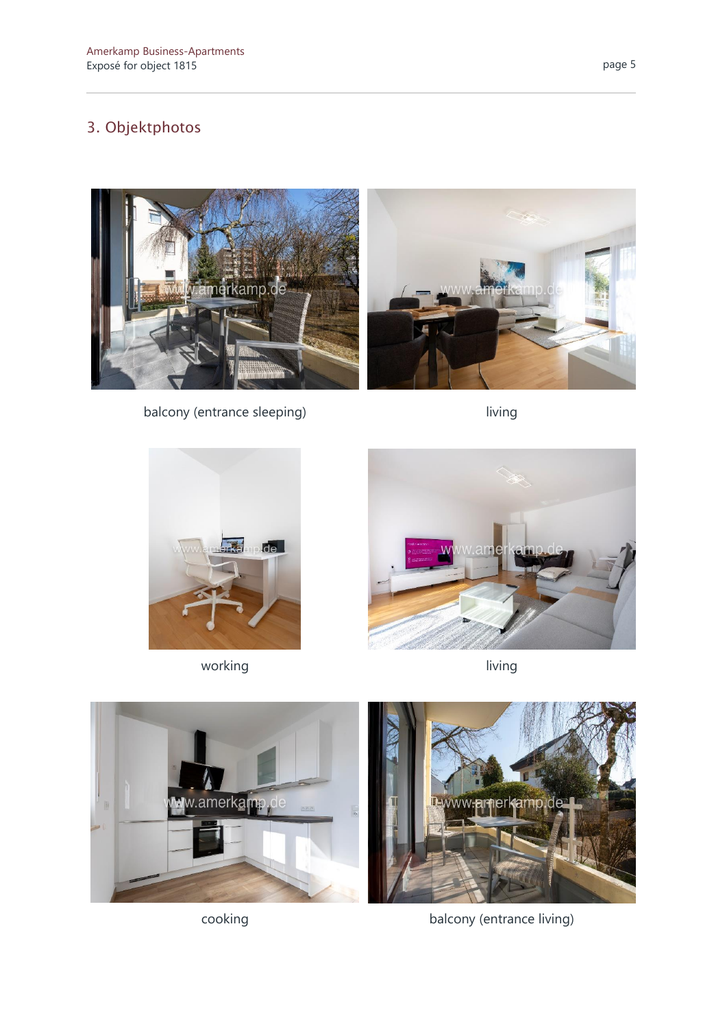## 3. Objektphotos

balcony (entrance sleeping)

living

working

living

cooking

balcony (entrance living)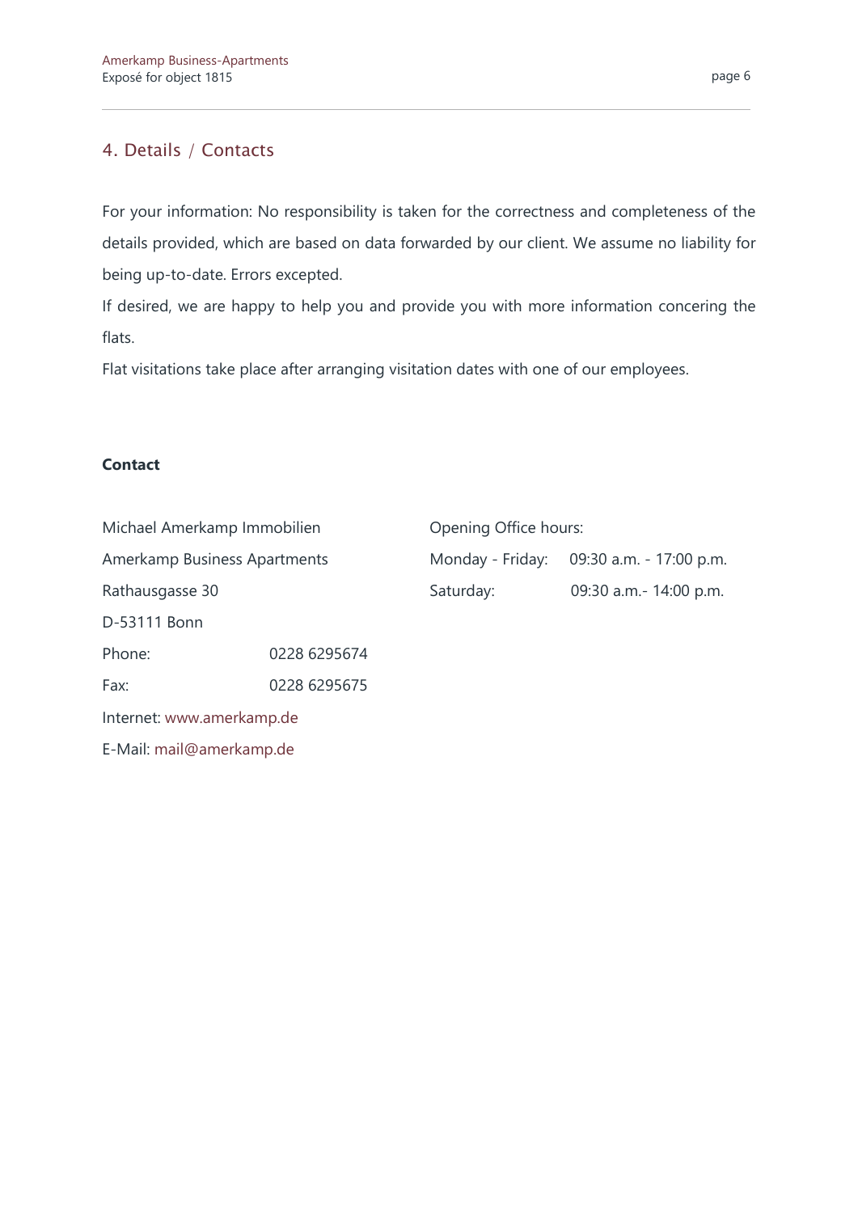## 4. Details / Contacts

For your information: No responsibility is taken for the correctness and completeness of the details provided, which are based on data forwarded by our client. We assume no liability for being up-to-date. Errors excepted.

If desired, we are happy to help you and provide you with more information concering the flats.

Flat visitations take place after arranging visitation dates with one of our employees.

**Contact**

Michael Amerkamp Immobilien
Amerkamp Business Apartments
Rathausgasse 30
D-53111 Bonn

| | |
|---|---|
| Phone: | 0228 6295674 |
| Fax: | 0228 6295675 |

Internet: www.amerkamp.de
E-Mail: mail@amerkamp.de

Opening Office hours:

| | |
|---|---|
| Monday - Friday: | 09:30 a.m. - 17:00 p.m. |
| Saturday: | 09:30 a.m.- 14:00 p.m. |